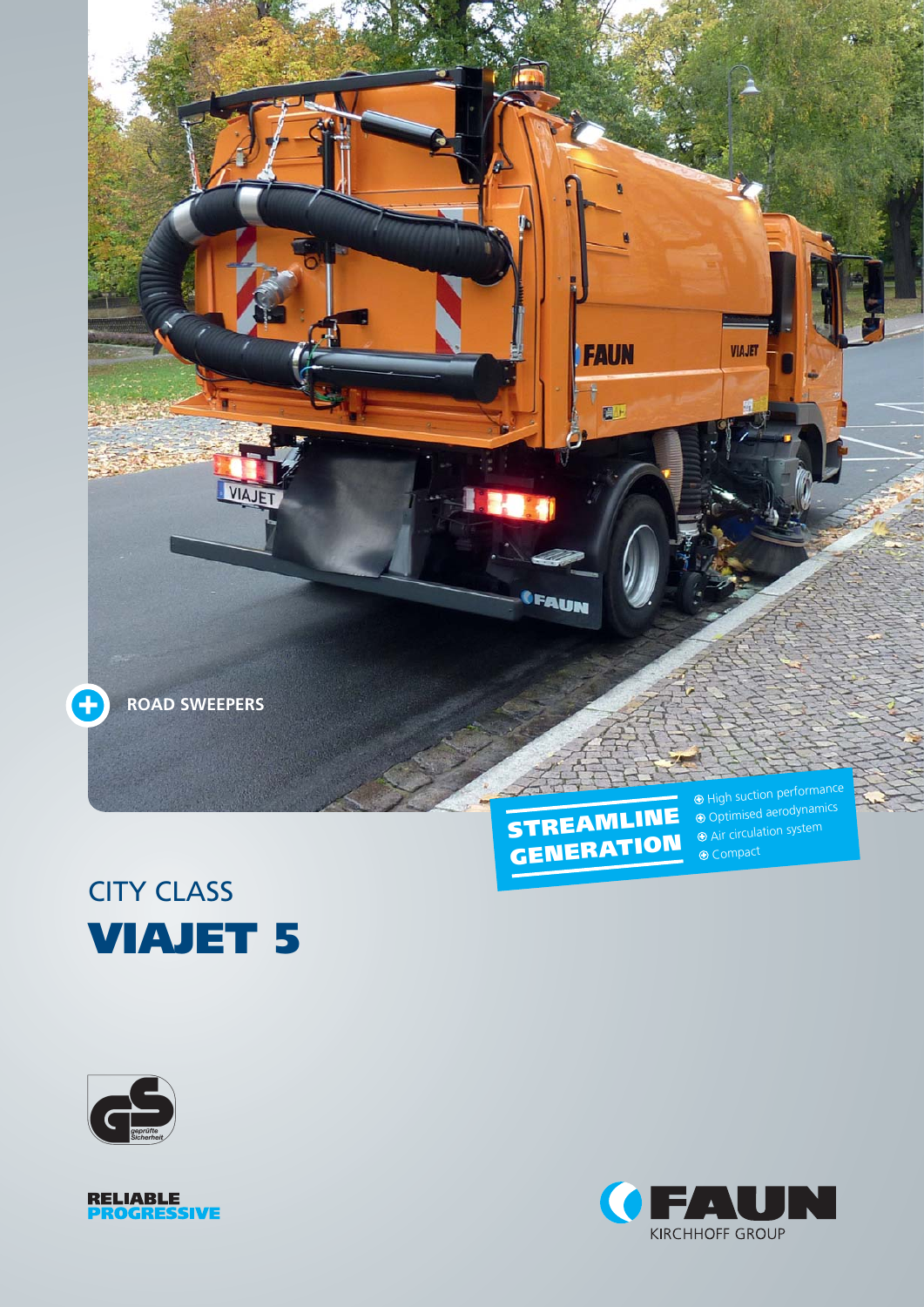ROAD SWEEPERS

**STREAMLINE GENERATION**

- High suction performance
- Optimised aerodynamics
- Air circulation system
- Compact

CITY CLASS

# VIAJET 5

geprüfte Sicherheit

**RELIABLE**
**PROGRESSIVE**

FAUN
KIRCHHOFF GROUP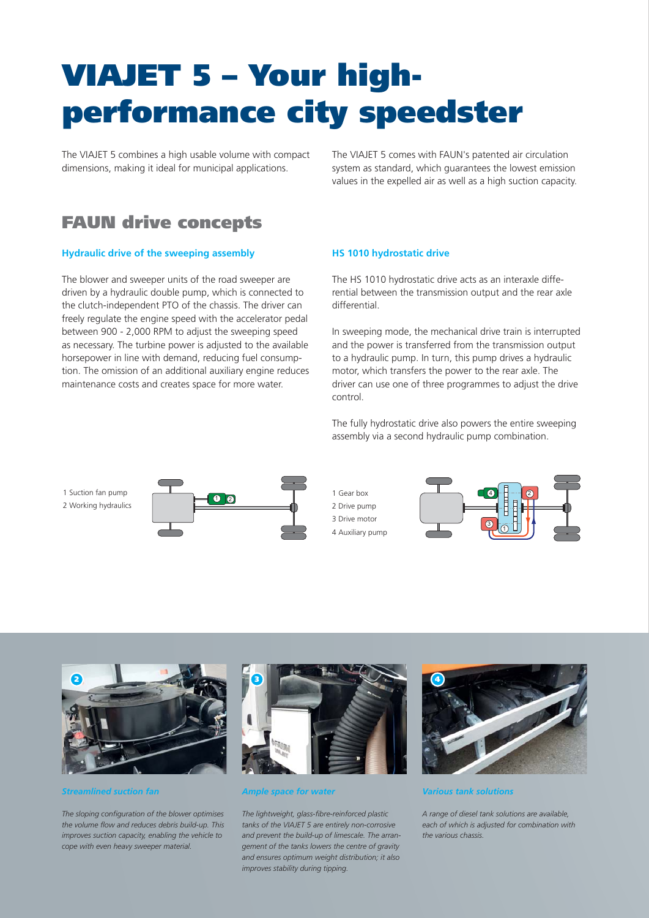# VIAJET 5 – Your high-performance city speedster

The VIAJET 5 combines a high usable volume with compact dimensions, making it ideal for municipal applications.

The VIAJET 5 comes with FAUN's patented air circulation system as standard, which guarantees the lowest emission values in the expelled air as well as a high suction capacity.

## FAUN drive concepts

### Hydraulic drive of the sweeping assembly

The blower and sweeper units of the road sweeper are driven by a hydraulic double pump, which is connected to the clutch-independent PTO of the chassis. The driver can freely regulate the engine speed with the accelerator pedal between 900 - 2,000 RPM to adjust the sweeping speed as necessary. The turbine power is adjusted to the available horsepower in line with demand, reducing fuel consumption. The omission of an additional auxiliary engine reduces maintenance costs and creates space for more water.

1 Suction fan pump
2 Working hydraulics

### HS 1010 hydrostatic drive

The HS 1010 hydrostatic drive acts as an interaxle differential between the transmission output and the rear axle differential.

In sweeping mode, the mechanical drive train is interrupted and the power is transferred from the transmission output to a hydraulic pump. In turn, this pump drives a hydraulic motor, which transfers the power to the rear axle. The driver can use one of three programmes to adjust the drive control.

The fully hydrostatic drive also powers the entire sweeping assembly via a second hydraulic pump combination.

1 Gear box
2 Drive pump
3 Drive motor
4 Auxiliary pump

*Streamlined suction fan*

*The sloping configuration of the blower optimises the volume flow and reduces debris build-up. This improves suction capacity, enabling the vehicle to cope with even heavy sweeper material.*

*Ample space for water*

*The lightweight, glass-fibre-reinforced plastic tanks of the VIAJET 5 are entirely non-corrosive and prevent the build-up of limescale. The arrangement of the tanks lowers the centre of gravity and ensures optimum weight distribution; it also improves stability during tipping.*

*Various tank solutions*

*A range of diesel tank solutions are available, each of which is adjusted for combination with the various chassis.*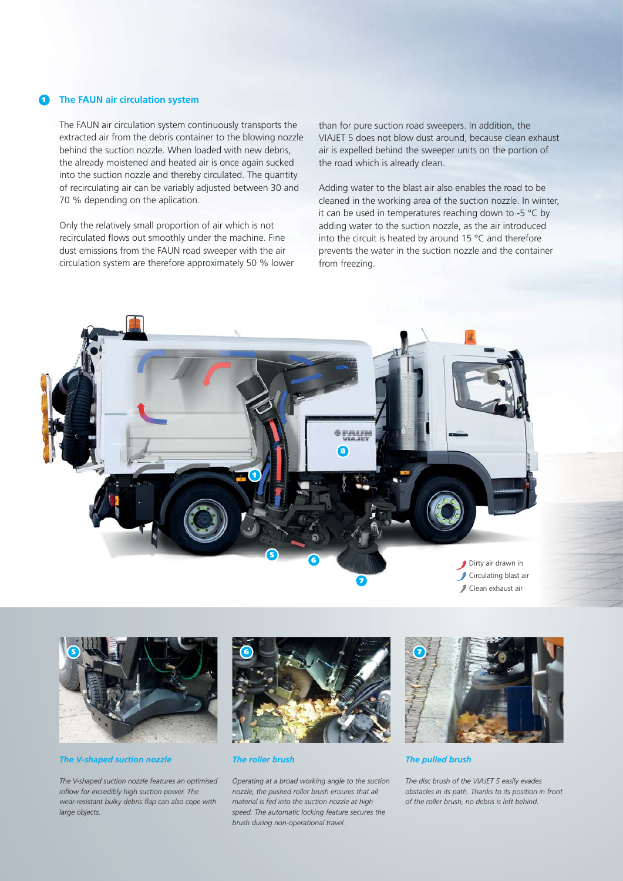## 1 The FAUN air circulation system

The FAUN air circulation system continuously transports the extracted air from the debris container to the blowing nozzle behind the suction nozzle. When loaded with new debris, the already moistened and heated air is once again sucked into the suction nozzle and thereby circulated. The quantity of recirculating air can be variably adjusted between 30 and 70 % depending on the aplication.

Only the relatively small proportion of air which is not recirculated flows out smoothly under the machine. Fine dust emissions from the FAUN road sweeper with the air circulation system are therefore approximately 50 % lower than for pure suction road sweepers. In addition, the VIAJET 5 does not blow dust around, because clean exhaust air is expelled behind the sweeper units on the portion of the road which is already clean.

Adding water to the blast air also enables the road to be cleaned in the working area of the suction nozzle. In winter, it can be used in temperatures reaching down to -5 °C by adding water to the suction nozzle, as the air introduced into the circuit is heated by around 15 °C and therefore prevents the water in the suction nozzle and the container from freezing.

8
1
5
6
7

Dirty air drawn in
Circulating blast air
Clean exhaust air

5

*The V-shaped suction nozzle*

*The V-shaped suction nozzle features an optimised inflow for incredibly high suction power. The wear-resistant bulky debris flap can also cope with large objects.*

6

*The roller brush*

*Operating at a broad working angle to the suction nozzle, the pushed roller brush ensures that all material is fed into the suction nozzle at high speed. The automatic locking feature secures the brush during non-operational travel.*

7

*The pulled brush*

*The disc brush of the VIAJET 5 easily evades obstacles in its path. Thanks to its position in front of the roller brush, no debris is left behind.*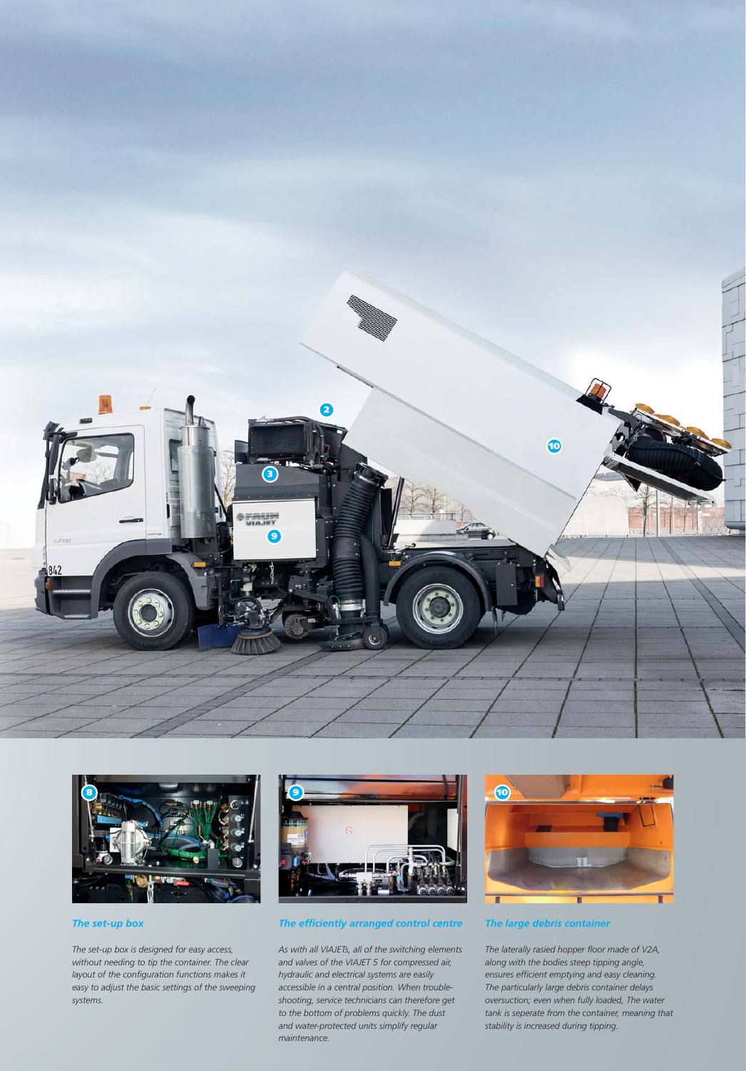### *The set-up box*

*The set-up box is designed for easy access, without needing to tip the container. The clear layout of the configuration functions makes it easy to adjust the basic settings of the sweeping systems.*

### *The efficiently arranged control centre*

*As with all VIAJETs, all of the switching elements and valves of the VIAJET 5 for compressed air, hydraulic and electrical systems are easily accessible in a central position. When trouble-shooting, service technicians can therefore get to the bottom of problems quickly. The dust and water-protected units simplify regular maintenance.*

### *The large debris container*

*The laterally rasied hopper floor made of V2A, along with the bodies steep tipping angle, ensures efficient emptying and easy cleaning. The particularly large debris container delays oversuction; even when fully loaded, The water tank is seperate from the container, meaning that stability is increased during tipping.*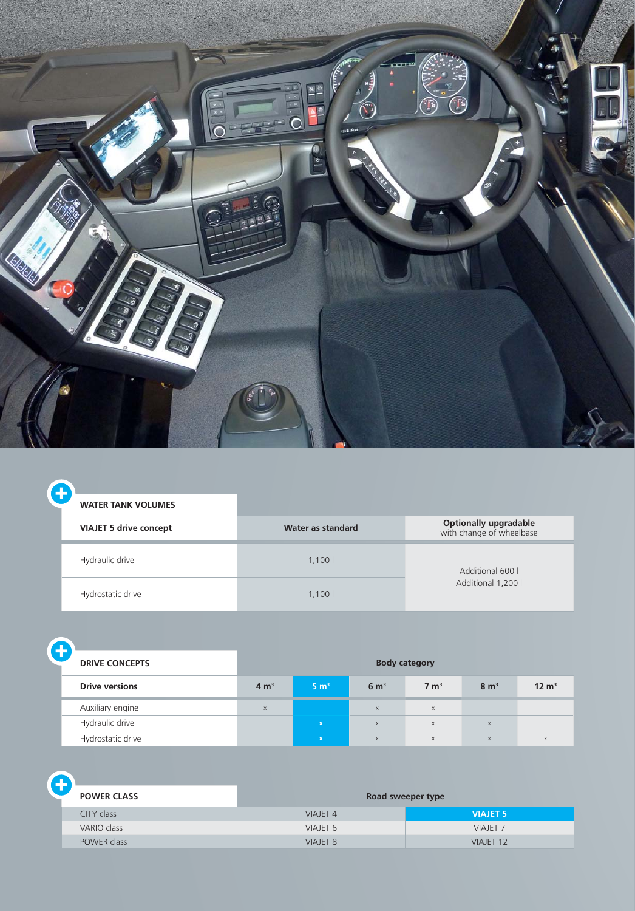## WATER TANK VOLUMES

| VIAJET 5 drive concept | Water as standard | Optionally upgradable with change of wheelbase |
|---|---|---|
| Hydraulic drive | 1,100 l | Additional 600 l<br>Additional 1,200 l |
| Hydrostatic drive | 1,100 l | |

## DRIVE CONCEPTS

| | Body category | | | | | |
|---|---|---|---|---|---|---|
| Drive versions | 4 $m^3$ | 5 $m^3$ | 6 $m^3$ | 7 $m^3$ | 8 $m^3$ | 12 $m^3$ |
| Auxiliary engine | x | | x | x | | |
| Hydraulic drive | | x | x | x | x | |
| Hydrostatic drive | | x | x | x | x | x |

## POWER CLASS

| | Road sweeper type | |
|---|---|---|
| CITY class | VIAJET 4 | **VIAJET 5** |
| VARIO class | VIAJET 6 | VIAJET 7 |
| POWER class | VIAJET 8 | VIAJET 12 |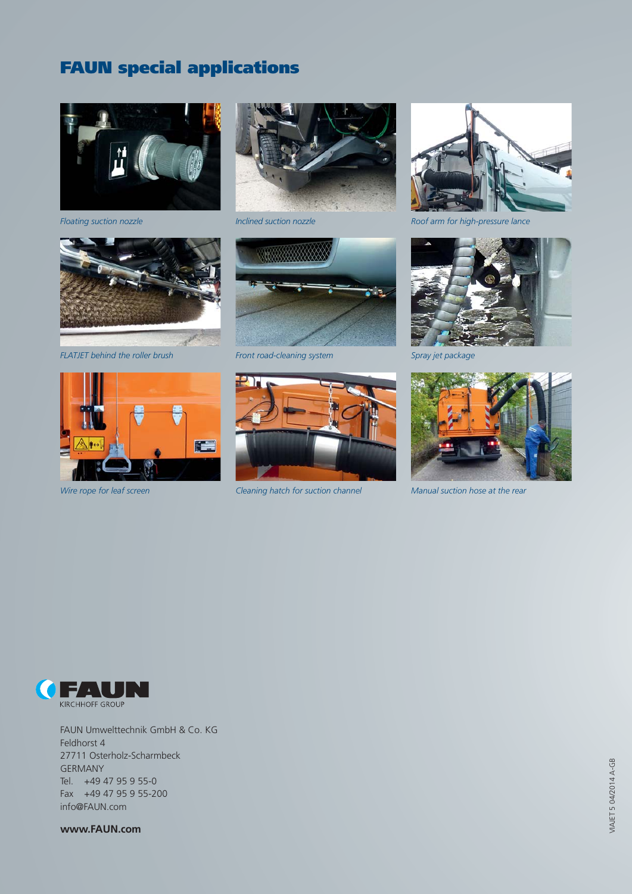# FAUN special applications

*Floating suction nozzle*

*Inclined suction nozzle*

*Roof arm for high-pressure lance*

*FLATJET behind the roller brush*

*Front road-cleaning system*

*Spray jet package*

*Wire rope for leaf screen*

*Cleaning hatch for suction channel*

*Manual suction hose at the rear*

FAUN
KIRCHHOFF GROUP

FAUN Umwelttechnik GmbH & Co. KG
Feldhorst 4
27711 Osterholz-Scharmbeck
GERMANY
Tel. +49 47 95 9 55-0
Fax +49 47 95 9 55-200
info@FAUN.com

**www.FAUN.com**

VIAJET 5 04/2014 A-GB